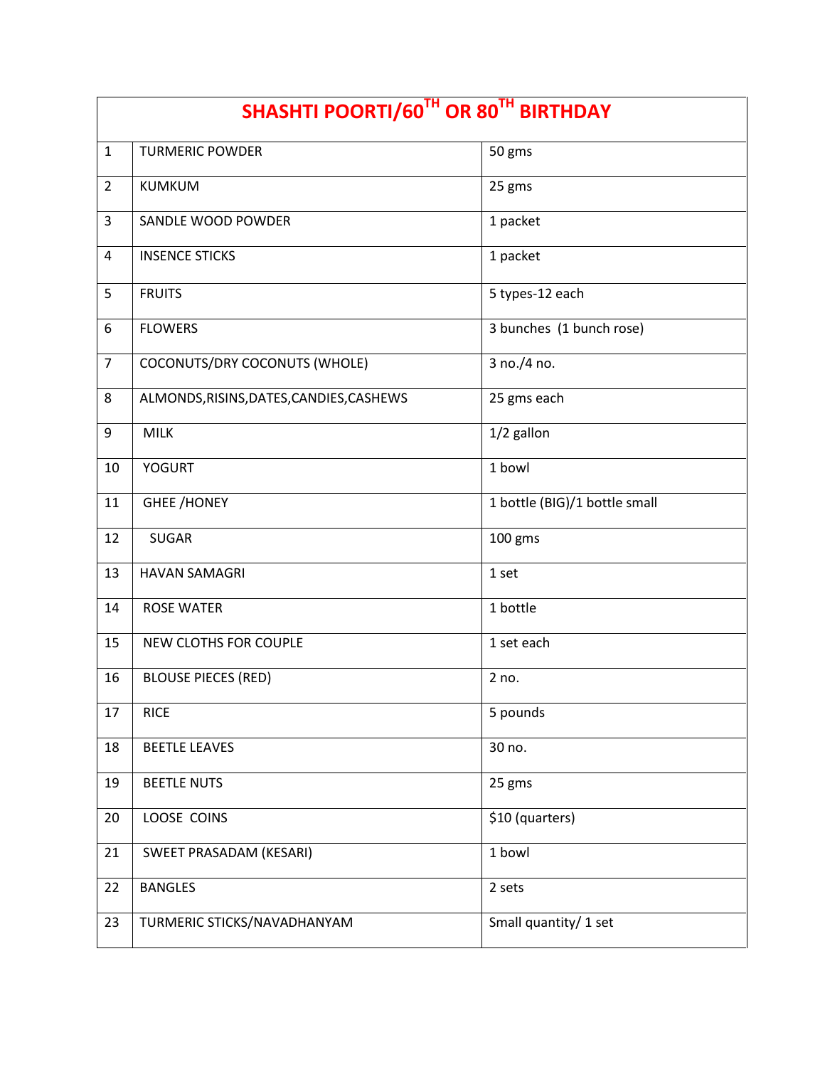# SHASHTI POORTI/60TH OR 80TH BIRTHDAY

| | | |
|---|---|---|
| 1 | TURMERIC POWDER | 50 gms |
| 2 | KUMKUM | 25 gms |
| 3 | SANDLE WOOD POWDER | 1 packet |
| 4 | INSENCE STICKS | 1 packet |
| 5 | FRUITS | 5 types-12 each |
| 6 | FLOWERS | 3 bunches (1 bunch rose) |
| 7 | COCONUTS/DRY COCONUTS (WHOLE) | 3 no./4 no. |
| 8 | ALMONDS,RISINS,DATES,CANDIES,CASHEWS | 25 gms each |
| 9 | MILK | 1/2 gallon |
| 10 | YOGURT | 1 bowl |
| 11 | GHEE /HONEY | 1 bottle (BIG)/1 bottle small |
| 12 | SUGAR | 100 gms |
| 13 | HAVAN SAMAGRI | 1 set |
| 14 | ROSE WATER | 1 bottle |
| 15 | NEW CLOTHS FOR COUPLE | 1 set each |
| 16 | BLOUSE PIECES (RED) | 2 no. |
| 17 | RICE | 5 pounds |
| 18 | BEETLE LEAVES | 30 no. |
| 19 | BEETLE NUTS | 25 gms |
| 20 | LOOSE COINS | $10 (quarters) |
| 21 | SWEET PRASADAM (KESARI) | 1 bowl |
| 22 | BANGLES | 2 sets |
| 23 | TURMERIC STICKS/NAVADHANYAM | Small quantity/ 1 set |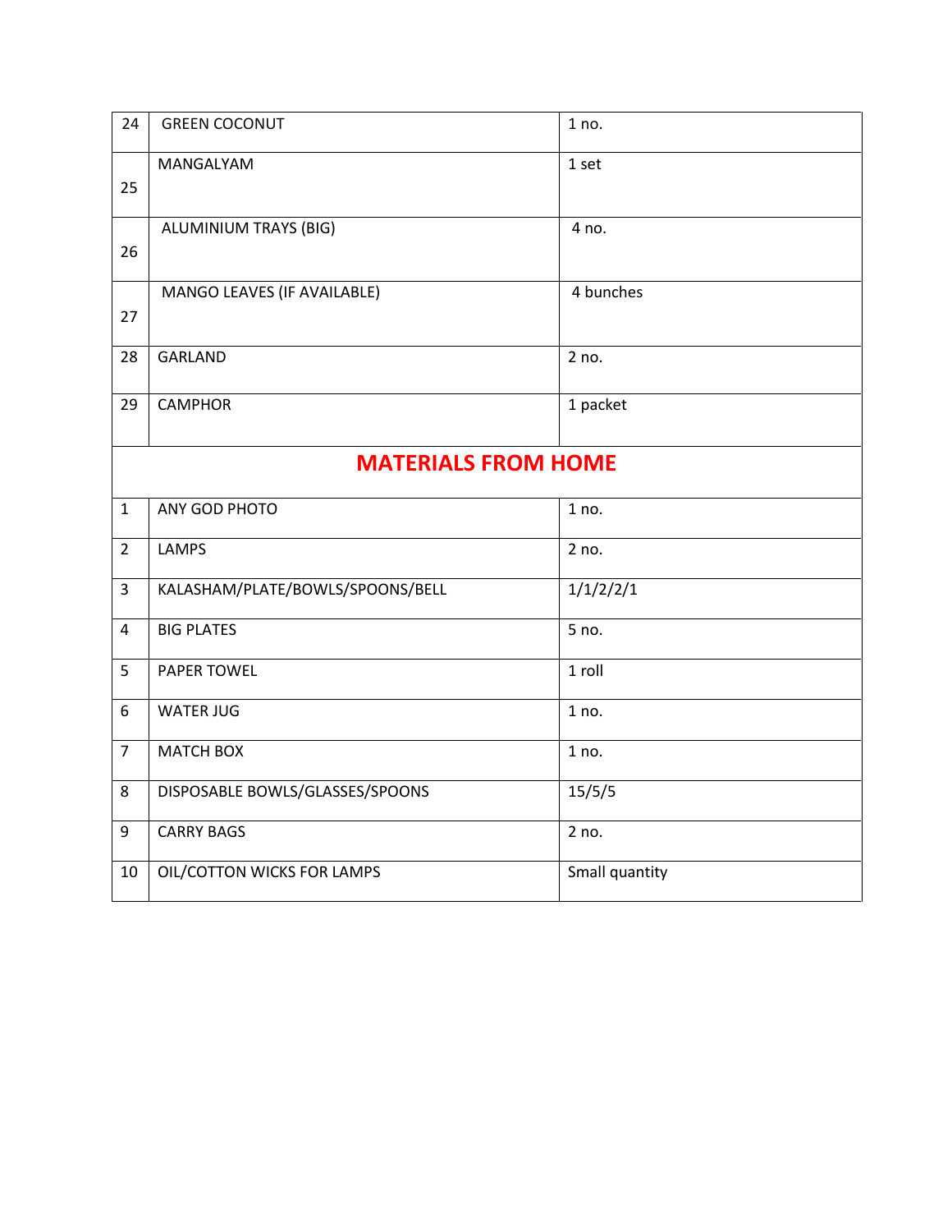| | | |
|---|---|---|
| 24 | GREEN COCONUT | 1 no. |
| 25 | MANGALYAM | 1 set |
| 26 | ALUMINIUM TRAYS (BIG) | 4 no. |
| 27 | MANGO LEAVES (IF AVAILABLE) | 4 bunches |
| 28 | GARLAND | 2 no. |
| 29 | CAMPHOR | 1 packet |

## MATERIALS FROM HOME

| | | |
|---|---|---|
| 1 | ANY GOD PHOTO | 1 no. |
| 2 | LAMPS | 2 no. |
| 3 | KALASHAM/PLATE/BOWLS/SPOONS/BELL | 1/1/2/2/1 |
| 4 | BIG PLATES | 5 no. |
| 5 | PAPER TOWEL | 1 roll |
| 6 | WATER JUG | 1 no. |
| 7 | MATCH BOX | 1 no. |
| 8 | DISPOSABLE BOWLS/GLASSES/SPOONS | 15/5/5 |
| 9 | CARRY BAGS | 2 no. |
| 10 | OIL/COTTON WICKS FOR LAMPS | Small quantity |